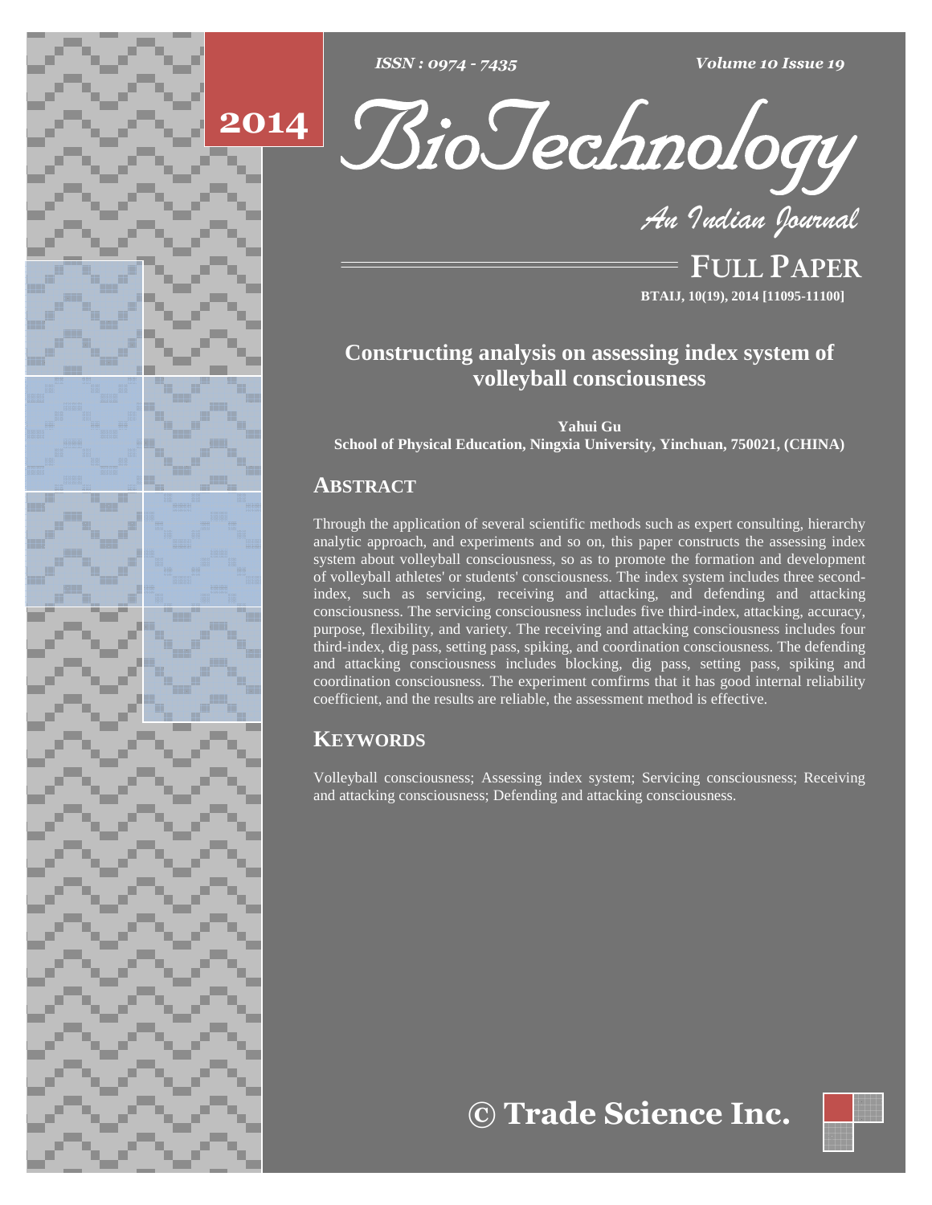# Constructing analysis on assessing index system of volleyball consciousness

**Yahui Gu**

**School of Physical Education, Ningxia University, Yinchuan, 750021, (CHINA)**

## ABSTRACT

Through the application of several scientific methods such as expert consulting, hierarchy analytic approach, and experiments and so on, this paper constructs the assessing index system about volleyball consciousness, so as to promote the formation and development of volleyball athletes' or students' consciousness. The index system includes three second-index, such as servicing, receiving and attacking, and defending and attacking consciousness. The servicing consciousness includes five third-index, attacking, accuracy, purpose, flexibility, and variety. The receiving and attacking consciousness includes four third-index, dig pass, setting pass, spiking, and coordination consciousness. The defending and attacking consciousness includes blocking, dig pass, setting pass, spiking and coordination consciousness. The experiment comfirms that it has good internal reliability coefficient, and the results are reliable, the assessment method is effective.

## KEYWORDS

Volleyball consciousness; Assessing index system; Servicing consciousness; Receiving and attacking consciousness; Defending and attacking consciousness.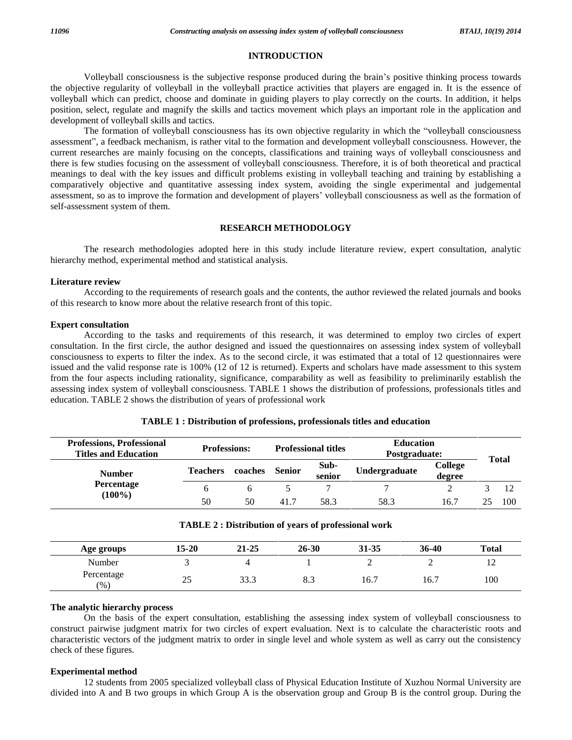## INTRODUCTION

Volleyball consciousness is the subjective response produced during the brain's positive thinking process towards the objective regularity of volleyball in the volleyball practice activities that players are engaged in. It is the essence of volleyball which can predict, choose and dominate in guiding players to play correctly on the courts. In addition, it helps position, select, regulate and magnify the skills and tactics movement which plays an important role in the application and development of volleyball skills and tactics.

The formation of volleyball consciousness has its own objective regularity in which the "volleyball consciousness assessment", a feedback mechanism, is rather vital to the formation and development volleyball consciousness. However, the current researches are mainly focusing on the concepts, classifications and training ways of volleyball consciousness and there is few studies focusing on the assessment of volleyball consciousness. Therefore, it is of both theoretical and practical meanings to deal with the key issues and difficult problems existing in volleyball teaching and training by establishing a comparatively objective and quantitative assessing index system, avoiding the single experimental and judgemental assessment, so as to improve the formation and development of players' volleyball consciousness as well as the formation of self-assessment system of them.

## RESEARCH METHODOLOGY

The research methodologies adopted here in this study include literature review, expert consultation, analytic hierarchy method, experimental method and statistical analysis.

### Literature review

According to the requirements of research goals and the contents, the author reviewed the related journals and books of this research to know more about the relative research front of this topic.

### Expert consultation

According to the tasks and requirements of this research, it was determined to employ two circles of expert consultation. In the first circle, the author designed and issued the questionnaires on assessing index system of volleyball consciousness to experts to filter the index. As to the second circle, it was estimated that a total of 12 questionnaires were issued and the valid response rate is 100% (12 of 12 is returned). Experts and scholars have made assessment to this system from the four aspects including rationality, significance, comparability as well as feasibility to preliminarily establish the assessing index system of volleyball consciousness. TABLE 1 shows the distribution of professions, professionals titles and education. TABLE 2 shows the distribution of years of professional work

**TABLE 1 : Distribution of professions, professionals titles and education**

| Professions, Professional Titles and Education | Professions: | | Professional titles | | Education Postgraduate: | | Total | |
|---|---|---|---|---|---|---|---|---|
| Number Percentage (100%) | Teachers | coaches | Senior | Sub-senior | Undergraduate | College degree | | |
| | 6 | 6 | 5 | 7 | 7 | 2 | 3 | 12 |
| | 50 | 50 | 41.7 | 58.3 | 58.3 | 16.7 | 25 | 100 |

**TABLE 2 : Distribution of years of professional work**

| Age groups | 15-20 | 21-25 | 26-30 | 31-35 | 36-40 | Total |
|---|---|---|---|---|---|---|
| Number | 3 | 4 | 1 | 2 | 2 | 12 |
| Percentage (%) | 25 | 33.3 | 8.3 | 16.7 | 16.7 | 100 |

### The analytic hierarchy process

On the basis of the expert consultation, establishing the assessing index system of volleyball consciousness to construct pairwise judgment matrix for two circles of expert evaluation. Next is to calculate the characteristic roots and characteristic vectors of the judgment matrix to order in single level and whole system as well as carry out the consistency check of these figures.

### Experimental method

12 students from 2005 specialized volleyball class of Physical Education Institute of Xuzhou Normal University are divided into A and B two groups in which Group A is the observation group and Group B is the control group. During the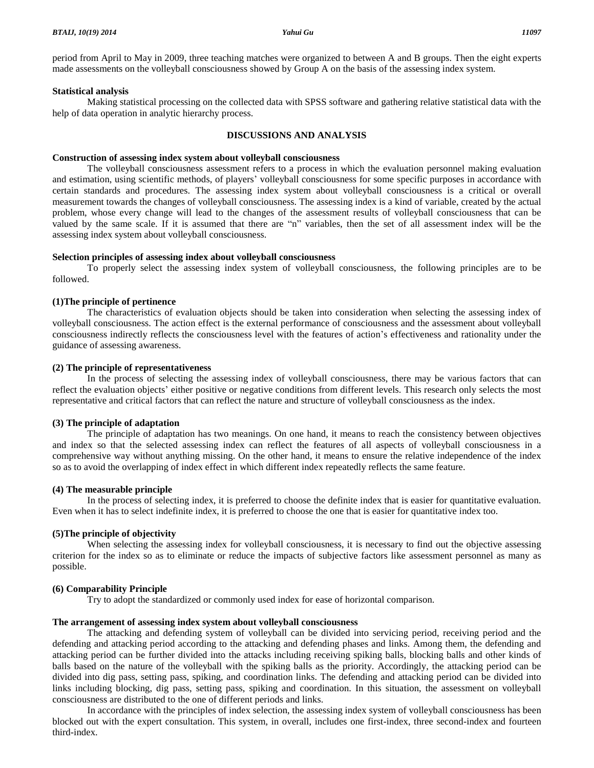period from April to May in 2009, three teaching matches were organized to between A and B groups. Then the eight experts made assessments on the volleyball consciousness showed by Group A on the basis of the assessing index system.

**Statistical analysis**

Making statistical processing on the collected data with SPSS software and gathering relative statistical data with the help of data operation in analytic hierarchy process.

## DISCUSSIONS AND ANALYSIS

**Construction of assessing index system about volleyball consciousness**

The volleyball consciousness assessment refers to a process in which the evaluation personnel making evaluation and estimation, using scientific methods, of players' volleyball consciousness for some specific purposes in accordance with certain standards and procedures. The assessing index system about volleyball consciousness is a critical or overall measurement towards the changes of volleyball consciousness. The assessing index is a kind of variable, created by the actual problem, whose every change will lead to the changes of the assessment results of volleyball consciousness that can be valued by the same scale. If it is assumed that there are "n" variables, then the set of all assessment index will be the assessing index system about volleyball consciousness.

**Selection principles of assessing index about volleyball consciousness**

To properly select the assessing index system of volleyball consciousness, the following principles are to be followed.

**(1)The principle of pertinence**

The characteristics of evaluation objects should be taken into consideration when selecting the assessing index of volleyball consciousness. The action effect is the external performance of consciousness and the assessment about volleyball consciousness indirectly reflects the consciousness level with the features of action's effectiveness and rationality under the guidance of assessing awareness.

**(2) The principle of representativeness**

In the process of selecting the assessing index of volleyball consciousness, there may be various factors that can reflect the evaluation objects' either positive or negative conditions from different levels. This research only selects the most representative and critical factors that can reflect the nature and structure of volleyball consciousness as the index.

**(3) The principle of adaptation**

The principle of adaptation has two meanings. On one hand, it means to reach the consistency between objectives and index so that the selected assessing index can reflect the features of all aspects of volleyball consciousness in a comprehensive way without anything missing. On the other hand, it means to ensure the relative independence of the index so as to avoid the overlapping of index effect in which different index repeatedly reflects the same feature.

**(4) The measurable principle**

In the process of selecting index, it is preferred to choose the definite index that is easier for quantitative evaluation. Even when it has to select indefinite index, it is preferred to choose the one that is easier for quantitative index too.

**(5)The principle of objectivity**

When selecting the assessing index for volleyball consciousness, it is necessary to find out the objective assessing criterion for the index so as to eliminate or reduce the impacts of subjective factors like assessment personnel as many as possible.

**(6) Comparability Principle**

Try to adopt the standardized or commonly used index for ease of horizontal comparison.

**The arrangement of assessing index system about volleyball consciousness**

The attacking and defending system of volleyball can be divided into servicing period, receiving period and the defending and attacking period according to the attacking and defending phases and links. Among them, the defending and attacking period can be further divided into the attacks including receiving spiking balls, blocking balls and other kinds of balls based on the nature of the volleyball with the spiking balls as the priority. Accordingly, the attacking period can be divided into dig pass, setting pass, spiking, and coordination links. The defending and attacking period can be divided into links including blocking, dig pass, setting pass, spiking and coordination. In this situation, the assessment on volleyball consciousness are distributed to the one of different periods and links.

In accordance with the principles of index selection, the assessing index system of volleyball consciousness has been blocked out with the expert consultation. This system, in overall, includes one first-index, three second-index and fourteen third-index.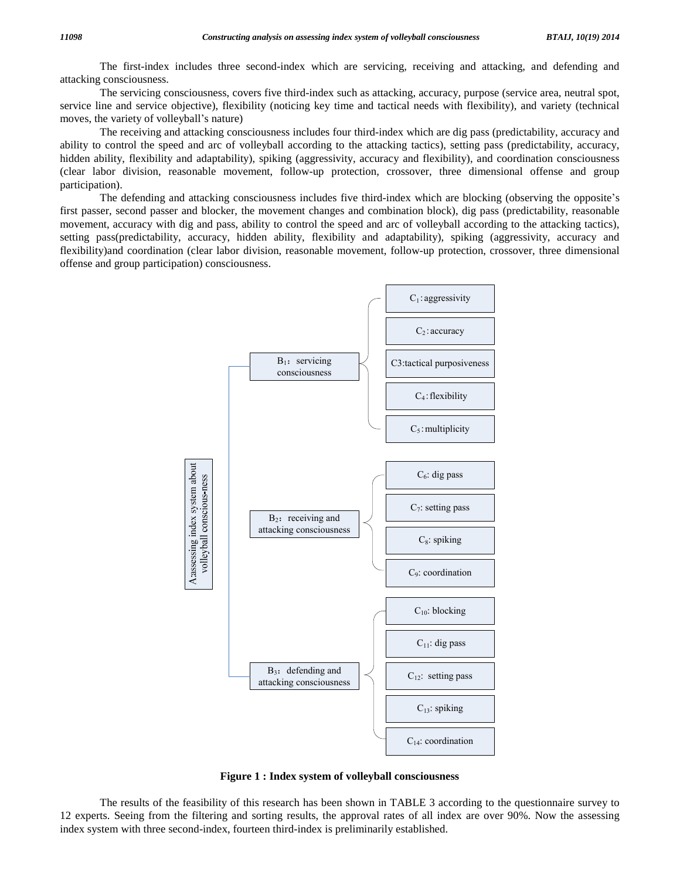The first-index includes three second-index which are servicing, receiving and attacking, and defending and attacking consciousness.

The servicing consciousness, covers five third-index such as attacking, accuracy, purpose (service area, neutral spot, service line and service objective), flexibility (noticing key time and tactical needs with flexibility), and variety (technical moves, the variety of volleyball's nature)

The receiving and attacking consciousness includes four third-index which are dig pass (predictability, accuracy and ability to control the speed and arc of volleyball according to the attacking tactics), setting pass (predictability, accuracy, hidden ability, flexibility and adaptability), spiking (aggressivity, accuracy and flexibility), and coordination consciousness (clear labor division, reasonable movement, follow-up protection, crossover, three dimensional offense and group participation).

The defending and attacking consciousness includes five third-index which are blocking (observing the opposite's first passer, second passer and blocker, the movement changes and combination block), dig pass (predictability, reasonable movement, accuracy with dig and pass, ability to control the speed and arc of volleyball according to the attacking tactics), setting pass(predictability, accuracy, hidden ability, flexibility and adaptability), spiking (aggressivity, accuracy and flexibility)and coordination (clear labor division, reasonable movement, follow-up protection, crossover, three dimensional offense and group participation) consciousness.

- A:assessing index system about volleyball conscious-ness
  - $B_1$: servicing consciousness
    - $C_1$: aggressivity
    - $C_2$: accuracy
    - C3:tactical purposiveness
    - $C_4$: flexibility
    - $C_5$: multiplicity
  - $B_2$: receiving and attacking consciousness
    - $C_6$: dig pass
    - $C_7$: setting pass
    - $C_8$: spiking
    - $C_9$: coordination
  - $B_3$: defending and attacking consciousness
    - $C_{10}$: blocking
    - $C_{11}$: dig pass
    - $C_{12}$: setting pass
    - $C_{13}$: spiking
    - $C_{14}$: coordination

**Figure 1 : Index system of volleyball consciousness**

The results of the feasibility of this research has been shown in TABLE 3 according to the questionnaire survey to 12 experts. Seeing from the filtering and sorting results, the approval rates of all index are over 90%. Now the assessing index system with three second-index, fourteen third-index is preliminarily established.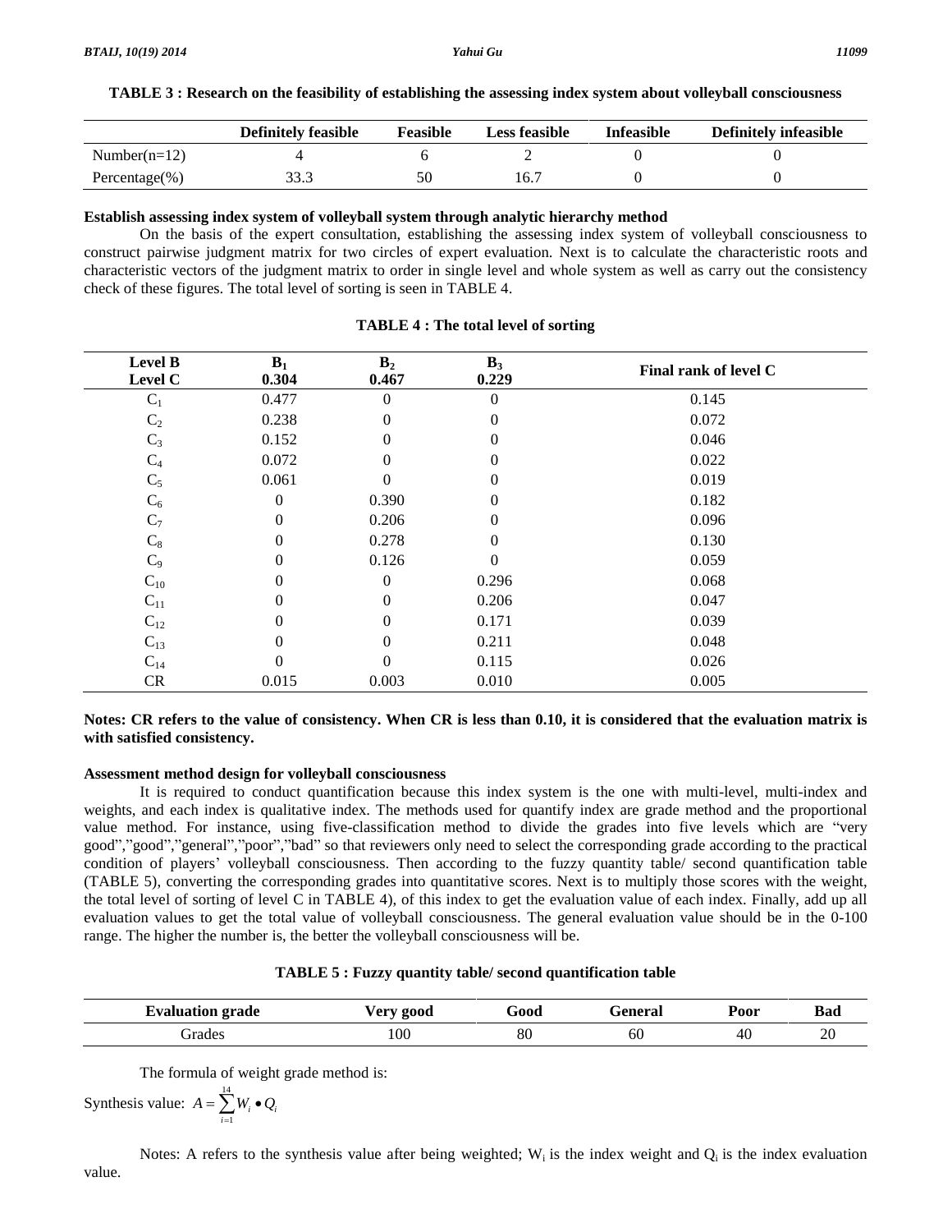**TABLE 3 : Research on the feasibility of establishing the assessing index system about volleyball consciousness**

| | Definitely feasible | Feasible | Less feasible | Infeasible | Definitely infeasible |
|---|---|---|---|---|---|
| Number(n=12) | 4 | 6 | 2 | 0 | 0 |
| Percentage(%) | 33.3 | 50 | 16.7 | 0 | 0 |

**Establish assessing index system of volleyball system through analytic hierarchy method**

On the basis of the expert consultation, establishing the assessing index system of volleyball consciousness to construct pairwise judgment matrix for two circles of expert evaluation. Next is to calculate the characteristic roots and characteristic vectors of the judgment matrix to order in single level and whole system as well as carry out the consistency check of these figures. The total level of sorting is seen in TABLE 4.

**TABLE 4 : The total level of sorting**

| Level B / Level C | $B_1$ 0.304 | $B_2$ 0.467 | $B_3$ 0.229 | Final rank of level C |
|---|---|---|---|---|
| $C_1$ | 0.477 | 0 | 0 | 0.145 |
| $C_2$ | 0.238 | 0 | 0 | 0.072 |
| $C_3$ | 0.152 | 0 | 0 | 0.046 |
| $C_4$ | 0.072 | 0 | 0 | 0.022 |
| $C_5$ | 0.061 | 0 | 0 | 0.019 |
| $C_6$ | 0 | 0.390 | 0 | 0.182 |
| $C_7$ | 0 | 0.206 | 0 | 0.096 |
| $C_8$ | 0 | 0.278 | 0 | 0.130 |
| $C_9$ | 0 | 0.126 | 0 | 0.059 |
| $C_{10}$ | 0 | 0 | 0.296 | 0.068 |
| $C_{11}$ | 0 | 0 | 0.206 | 0.047 |
| $C_{12}$ | 0 | 0 | 0.171 | 0.039 |
| $C_{13}$ | 0 | 0 | 0.211 | 0.048 |
| $C_{14}$ | 0 | 0 | 0.115 | 0.026 |
| CR | 0.015 | 0.003 | 0.010 | 0.005 |

**Notes: CR refers to the value of consistency. When CR is less than 0.10, it is considered that the evaluation matrix is with satisfied consistency.**

**Assessment method design for volleyball consciousness**

It is required to conduct quantification because this index system is the one with multi-level, multi-index and weights, and each index is qualitative index. The methods used for quantify index are grade method and the proportional value method. For instance, using five-classification method to divide the grades into five levels which are "very good","good","general","poor","bad" so that reviewers only need to select the corresponding grade according to the practical condition of players' volleyball consciousness. Then according to the fuzzy quantity table/ second quantification table (TABLE 5), converting the corresponding grades into quantitative scores. Next is to multiply those scores with the weight, the total level of sorting of level C in TABLE 4), of this index to get the evaluation value of each index. Finally, add up all evaluation values to get the total value of volleyball consciousness. The general evaluation value should be in the 0-100 range. The higher the number is, the better the volleyball consciousness will be.

**TABLE 5 : Fuzzy quantity table/ second quantification table**

| Evaluation grade | Very good | Good | General | Poor | Bad |
|---|---|---|---|---|---|
| Grades | 100 | 80 | 60 | 40 | 20 |

The formula of weight grade method is:

Synthesis value: $A = \sum_{i=1}^{14} W_i \bullet Q_i$

Notes: A refers to the synthesis value after being weighted; $W_i$ is the index weight and $Q_i$ is the index evaluation value.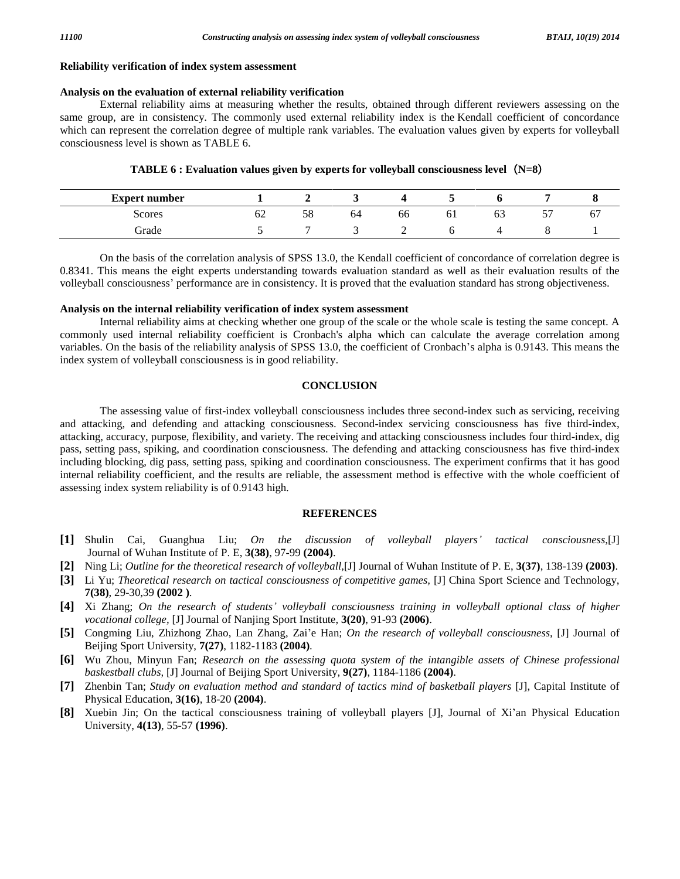### Reliability verification of index system assessment

### Analysis on the evaluation of external reliability verification

External reliability aims at measuring whether the results, obtained through different reviewers assessing on the same group, are in consistency. The commonly used external reliability index is the Kendall coefficient of concordance which can represent the correlation degree of multiple rank variables. The evaluation values given by experts for volleyball consciousness level is shown as TABLE 6.

**TABLE 6 : Evaluation values given by experts for volleyball consciousness level（N=8）**

| Expert number | 1 | 2 | 3 | 4 | 5 | 6 | 7 | 8 |
|---|---|---|---|---|---|---|---|---|
| Scores | 62 | 58 | 64 | 66 | 61 | 63 | 57 | 67 |
| Grade | 5 | 7 | 3 | 2 | 6 | 4 | 8 | 1 |

On the basis of the correlation analysis of SPSS 13.0, the Kendall coefficient of concordance of correlation degree is 0.8341. This means the eight experts understanding towards evaluation standard as well as their evaluation results of the volleyball consciousness' performance are in consistency. It is proved that the evaluation standard has strong objectiveness.

### Analysis on the internal reliability verification of index system assessment

Internal reliability aims at checking whether one group of the scale or the whole scale is testing the same concept. A commonly used internal reliability coefficient is Cronbach's alpha which can calculate the average correlation among variables. On the basis of the reliability analysis of SPSS 13.0, the coefficient of Cronbach's alpha is 0.9143. This means the index system of volleyball consciousness is in good reliability.

## CONCLUSION

The assessing value of first-index volleyball consciousness includes three second-index such as servicing, receiving and attacking, and defending and attacking consciousness. Second-index servicing consciousness has five third-index, attacking, accuracy, purpose, flexibility, and variety. The receiving and attacking consciousness includes four third-index, dig pass, setting pass, spiking, and coordination consciousness. The defending and attacking consciousness has five third-index including blocking, dig pass, setting pass, spiking and coordination consciousness. The experiment confirms that it has good internal reliability coefficient, and the results are reliable, the assessment method is effective with the whole coefficient of assessing index system reliability is of 0.9143 high.

## REFERENCES

[1] Shulin Cai, Guanghua Liu; *On the discussion of volleyball players' tactical consciousness*,[J] Journal of Wuhan Institute of P. E, **3(38)**, 97-99 **(2004)**.

[2] Ning Li; *Outline for the theoretical research of volleyball*,[J] Journal of Wuhan Institute of P. E, **3(37)**, 138-139 **(2003)**.

[3] Li Yu; *Theoretical research on tactical consciousness of competitive games*, [J] China Sport Science and Technology, **7(38)**, 29-30,39 **(2002 )**.

[4] Xi Zhang; *On the research of students' volleyball consciousness training in volleyball optional class of higher vocational college*, [J] Journal of Nanjing Sport Institute, **3(20)**, 91-93 **(2006)**.

[5] Congming Liu, Zhizhong Zhao, Lan Zhang, Zai'e Han; *On the research of volleyball consciousness*, [J] Journal of Beijing Sport University, **7(27)**, 1182-1183 **(2004)**.

[6] Wu Zhou, Minyun Fan; *Research on the assessing quota system of the intangible assets of Chinese professional baskestball clubs*, [J] Journal of Beijing Sport University, **9(27)**, 1184-1186 **(2004)**.

[7] Zhenbin Tan; *Study on evaluation method and standard of tactics mind of basketball players* [J], Capital Institute of Physical Education, **3(16)**, 18-20 **(2004)**.

[8] Xuebin Jin; On the tactical consciousness training of volleyball players [J], Journal of Xi'an Physical Education University, **4(13)**, 55-57 **(1996)**.